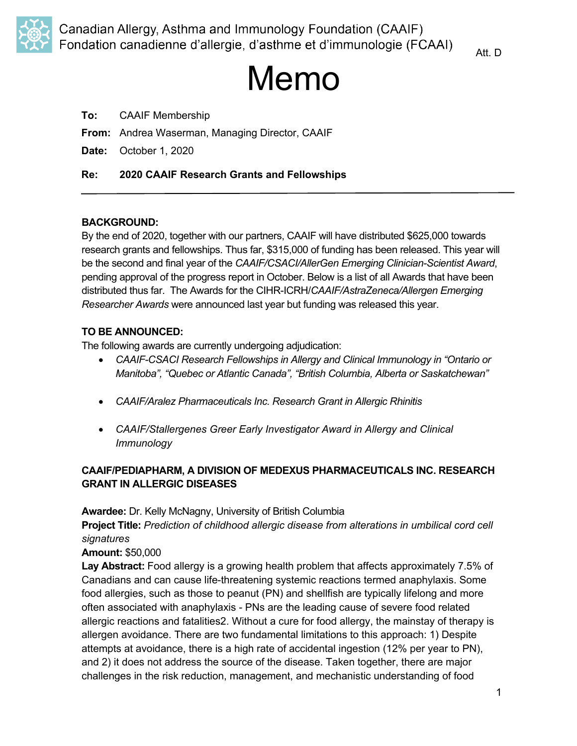Canadian Allergy, Asthma and Immunology Foundation (CAAIF)
Fondation canadienne d'allergie, d'asthme et d'immunologie (FCAAI)

Att. D

# Memo

**To:** CAAIF Membership

**From:** Andrea Waserman, Managing Director, CAAIF

**Date:** October 1, 2020

**Re:** **2020 CAAIF Research Grants and Fellowships**

---

**BACKGROUND:**

By the end of 2020, together with our partners, CAAIF will have distributed $625,000 towards research grants and fellowships. Thus far, $315,000 of funding has been released. This year will be the second and final year of the *CAAIF/CSACI/AllerGen Emerging Clinician-Scientist Award*, pending approval of the progress report in October. Below is a list of all Awards that have been distributed thus far. The Awards for the CIHR-ICRH/*CAAIF/AstraZeneca/Allergen Emerging Researcher Awards* were announced last year but funding was released this year.

**TO BE ANNOUNCED:**

The following awards are currently undergoing adjudication:

- *CAAIF-CSACI Research Fellowships in Allergy and Clinical Immunology in "Ontario or Manitoba", "Quebec or Atlantic Canada", "British Columbia, Alberta or Saskatchewan"*
- *CAAIF/Aralez Pharmaceuticals Inc. Research Grant in Allergic Rhinitis*
- *CAAIF/Stallergenes Greer Early Investigator Award in Allergy and Clinical Immunology*

**CAAIF/PEDIAPHARM, A DIVISION OF MEDEXUS PHARMACEUTICALS INC. RESEARCH GRANT IN ALLERGIC DISEASES**

**Awardee:** Dr. Kelly McNagny, University of British Columbia
**Project Title:** *Prediction of childhood allergic disease from alterations in umbilical cord cell signatures*
**Amount:** $50,000
**Lay Abstract:** Food allergy is a growing health problem that affects approximately 7.5% of Canadians and can cause life-threatening systemic reactions termed anaphylaxis. Some food allergies, such as those to peanut (PN) and shellfish are typically lifelong and more often associated with anaphylaxis - PNs are the leading cause of severe food related allergic reactions and fatalities2. Without a cure for food allergy, the mainstay of therapy is allergen avoidance. There are two fundamental limitations to this approach: 1) Despite attempts at avoidance, there is a high rate of accidental ingestion (12% per year to PN), and 2) it does not address the source of the disease. Taken together, there are major challenges in the risk reduction, management, and mechanistic understanding of food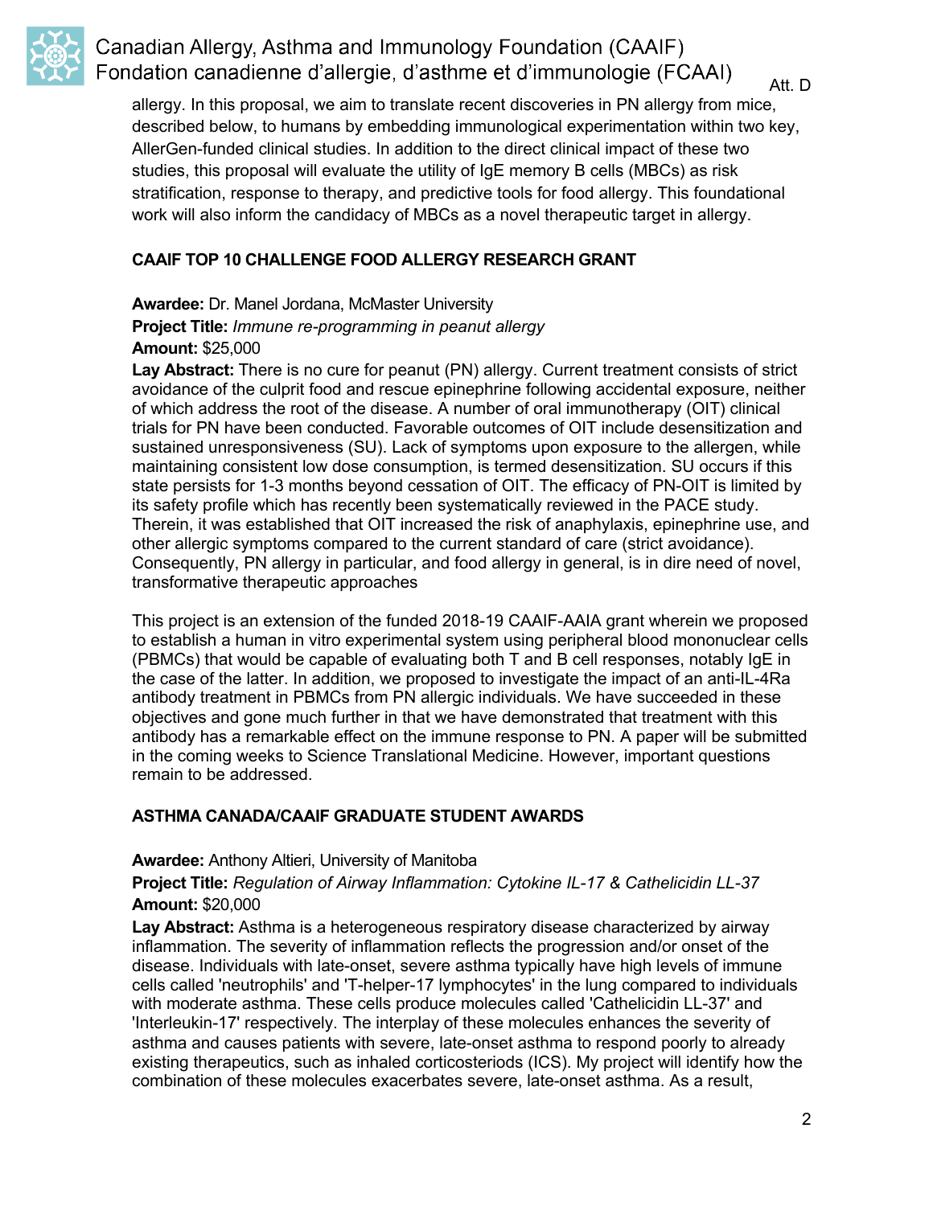allergy. In this proposal, we aim to translate recent discoveries in PN allergy from mice, described below, to humans by embedding immunological experimentation within two key, AllerGen-funded clinical studies. In addition to the direct clinical impact of these two studies, this proposal will evaluate the utility of IgE memory B cells (MBCs) as risk stratification, response to therapy, and predictive tools for food allergy. This foundational work will also inform the candidacy of MBCs as a novel therapeutic target in allergy.

### CAAIF TOP 10 CHALLENGE FOOD ALLERGY RESEARCH GRANT

**Awardee:** Dr. Manel Jordana, McMaster University
**Project Title:** *Immune re-programming in peanut allergy*
**Amount:** $25,000
**Lay Abstract:** There is no cure for peanut (PN) allergy. Current treatment consists of strict avoidance of the culprit food and rescue epinephrine following accidental exposure, neither of which address the root of the disease. A number of oral immunotherapy (OIT) clinical trials for PN have been conducted. Favorable outcomes of OIT include desensitization and sustained unresponsiveness (SU). Lack of symptoms upon exposure to the allergen, while maintaining consistent low dose consumption, is termed desensitization. SU occurs if this state persists for 1-3 months beyond cessation of OIT. The efficacy of PN-OIT is limited by its safety profile which has recently been systematically reviewed in the PACE study. Therein, it was established that OIT increased the risk of anaphylaxis, epinephrine use, and other allergic symptoms compared to the current standard of care (strict avoidance). Consequently, PN allergy in particular, and food allergy in general, is in dire need of novel, transformative therapeutic approaches

This project is an extension of the funded 2018-19 CAAIF-AAIA grant wherein we proposed to establish a human in vitro experimental system using peripheral blood mononuclear cells (PBMCs) that would be capable of evaluating both T and B cell responses, notably IgE in the case of the latter. In addition, we proposed to investigate the impact of an anti-IL-4Ra antibody treatment in PBMCs from PN allergic individuals. We have succeeded in these objectives and gone much further in that we have demonstrated that treatment with this antibody has a remarkable effect on the immune response to PN. A paper will be submitted in the coming weeks to Science Translational Medicine. However, important questions remain to be addressed.

### ASTHMA CANADA/CAAIF GRADUATE STUDENT AWARDS

**Awardee:** Anthony Altieri, University of Manitoba
**Project Title:** *Regulation of Airway Inflammation: Cytokine IL-17 & Cathelicidin LL-37*
**Amount:** $20,000
**Lay Abstract:** Asthma is a heterogeneous respiratory disease characterized by airway inflammation. The severity of inflammation reflects the progression and/or onset of the disease. Individuals with late-onset, severe asthma typically have high levels of immune cells called 'neutrophils' and 'T-helper-17 lymphocytes' in the lung compared to individuals with moderate asthma. These cells produce molecules called 'Cathelicidin LL-37' and 'Interleukin-17' respectively. The interplay of these molecules enhances the severity of asthma and causes patients with severe, late-onset asthma to respond poorly to already existing therapeutics, such as inhaled corticosteriods (ICS). My project will identify how the combination of these molecules exacerbates severe, late-onset asthma. As a result,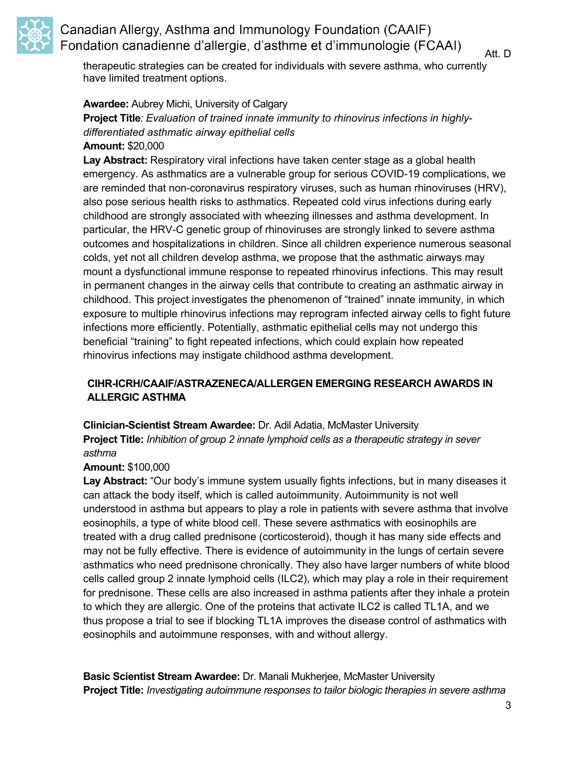therapeutic strategies can be created for individuals with severe asthma, who currently have limited treatment options.

**Awardee:** Aubrey Michi, University of Calgary
**Project Title***: Evaluation of trained innate immunity to rhinovirus infections in highly-differentiated asthmatic airway epithelial cells*
**Amount:** $20,000
**Lay Abstract:** Respiratory viral infections have taken center stage as a global health emergency. As asthmatics are a vulnerable group for serious COVID-19 complications, we are reminded that non-coronavirus respiratory viruses, such as human rhinoviruses (HRV), also pose serious health risks to asthmatics. Repeated cold virus infections during early childhood are strongly associated with wheezing illnesses and asthma development. In particular, the HRV-C genetic group of rhinoviruses are strongly linked to severe asthma outcomes and hospitalizations in children. Since all children experience numerous seasonal colds, yet not all children develop asthma, we propose that the asthmatic airways may mount a dysfunctional immune response to repeated rhinovirus infections. This may result in permanent changes in the airway cells that contribute to creating an asthmatic airway in childhood. This project investigates the phenomenon of "trained" innate immunity, in which exposure to multiple rhinovirus infections may reprogram infected airway cells to fight future infections more efficiently. Potentially, asthmatic epithelial cells may not undergo this beneficial "training" to fight repeated infections, which could explain how repeated rhinovirus infections may instigate childhood asthma development.

## CIHR-ICRH/CAAIF/ASTRAZENECA/ALLERGEN EMERGING RESEARCH AWARDS IN ALLERGIC ASTHMA

**Clinician-Scientist Stream Awardee:** Dr. Adil Adatia, McMaster University
**Project Title:** *Inhibition of group 2 innate lymphoid cells as a therapeutic strategy in sever asthma*
**Amount:** $100,000
**Lay Abstract:** "Our body's immune system usually fights infections, but in many diseases it can attack the body itself, which is called autoimmunity. Autoimmunity is not well understood in asthma but appears to play a role in patients with severe asthma that involve eosinophils, a type of white blood cell. These severe asthmatics with eosinophils are treated with a drug called prednisone (corticosteroid), though it has many side effects and may not be fully effective. There is evidence of autoimmunity in the lungs of certain severe asthmatics who need prednisone chronically. They also have larger numbers of white blood cells called group 2 innate lymphoid cells (ILC2), which may play a role in their requirement for prednisone. These cells are also increased in asthma patients after they inhale a protein to which they are allergic. One of the proteins that activate ILC2 is called TL1A, and we thus propose a trial to see if blocking TL1A improves the disease control of asthmatics with eosinophils and autoimmune responses, with and without allergy.

**Basic Scientist Stream Awardee:** Dr. Manali Mukherjee, McMaster University
**Project Title:** *Investigating autoimmune responses to tailor biologic therapies in severe asthma*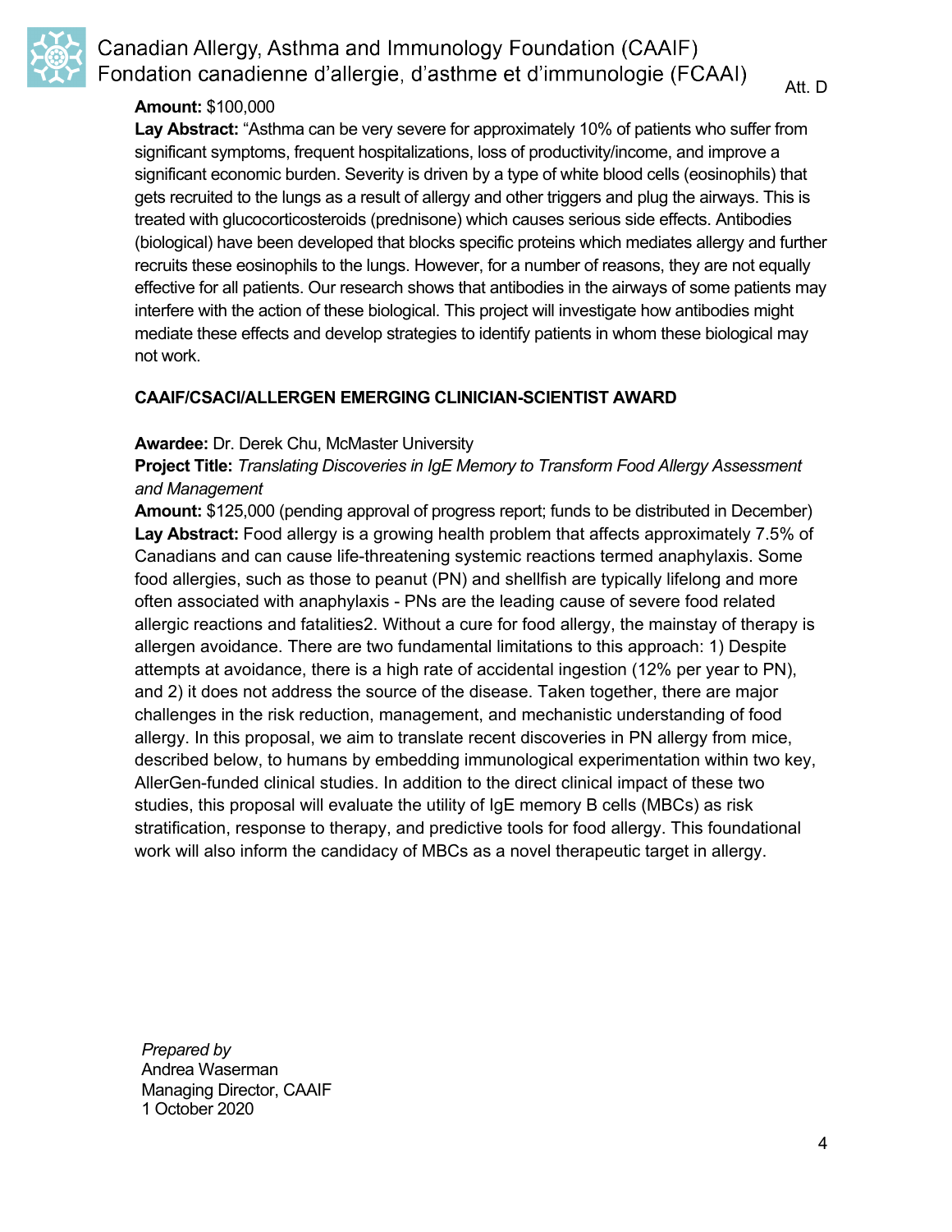**Amount:** $100,000

**Lay Abstract:** "Asthma can be very severe for approximately 10% of patients who suffer from significant symptoms, frequent hospitalizations, loss of productivity/income, and improve a significant economic burden. Severity is driven by a type of white blood cells (eosinophils) that gets recruited to the lungs as a result of allergy and other triggers and plug the airways. This is treated with glucocorticosteroids (prednisone) which causes serious side effects. Antibodies (biological) have been developed that blocks specific proteins which mediates allergy and further recruits these eosinophils to the lungs. However, for a number of reasons, they are not equally effective for all patients. Our research shows that antibodies in the airways of some patients may interfere with the action of these biological. This project will investigate how antibodies might mediate these effects and develop strategies to identify patients in whom these biological may not work.

**CAAIF/CSACI/ALLERGEN EMERGING CLINICIAN-SCIENTIST AWARD**

**Awardee:** Dr. Derek Chu, McMaster University

**Project Title:** *Translating Discoveries in IgE Memory to Transform Food Allergy Assessment and Management*

**Amount:** $125,000 (pending approval of progress report; funds to be distributed in December)

**Lay Abstract:** Food allergy is a growing health problem that affects approximately 7.5% of Canadians and can cause life-threatening systemic reactions termed anaphylaxis. Some food allergies, such as those to peanut (PN) and shellfish are typically lifelong and more often associated with anaphylaxis - PNs are the leading cause of severe food related allergic reactions and fatalities2. Without a cure for food allergy, the mainstay of therapy is allergen avoidance. There are two fundamental limitations to this approach: 1) Despite attempts at avoidance, there is a high rate of accidental ingestion (12% per year to PN), and 2) it does not address the source of the disease. Taken together, there are major challenges in the risk reduction, management, and mechanistic understanding of food allergy. In this proposal, we aim to translate recent discoveries in PN allergy from mice, described below, to humans by embedding immunological experimentation within two key, AllerGen-funded clinical studies. In addition to the direct clinical impact of these two studies, this proposal will evaluate the utility of IgE memory B cells (MBCs) as risk stratification, response to therapy, and predictive tools for food allergy. This foundational work will also inform the candidacy of MBCs as a novel therapeutic target in allergy.

*Prepared by*
Andrea Waserman
Managing Director, CAAIF
1 October 2020